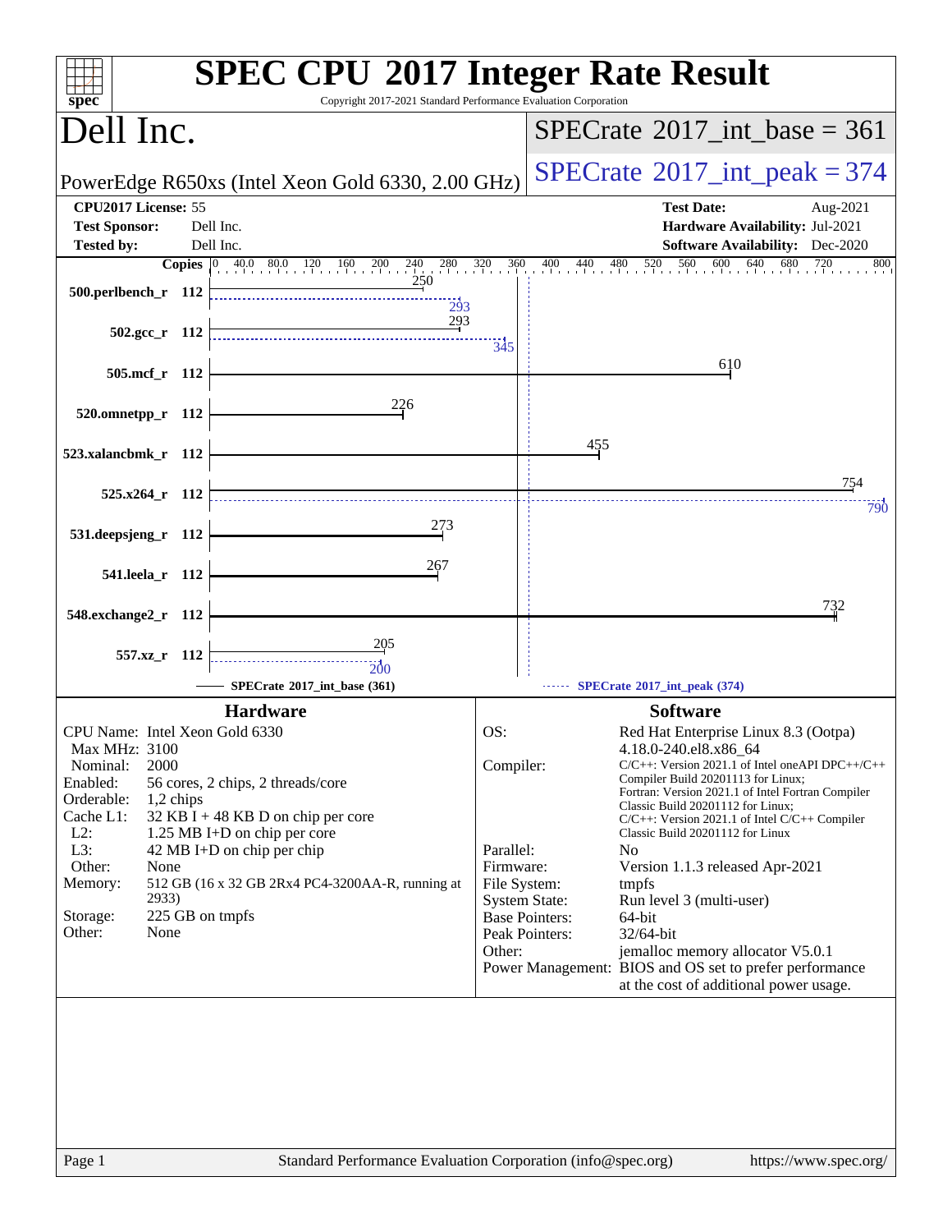# SPEC CPU 2017 Integer Rate Result

Copyright 2017-2021 Standard Performance Evaluation Corporation

## Dell Inc.

PowerEdge R650xs (Intel Xeon Gold 6330, 2.00 GHz)

SPECrate 2017_int_base = 361

SPECrate 2017_int_peak = 374

| | | | |
|---|---|---|---|
| **CPU2017 License:** | 55 | **Test Date:** | Aug-2021 |
| **Test Sponsor:** | Dell Inc. | **Hardware Availability:** | Jul-2021 |
| **Tested by:** | Dell Inc. | **Software Availability:** | Dec-2020 |

| Benchmark | Copies | Base | Peak |
|---|---|---|---|
| 500.perlbench_r | 112 | 250 | 293 |
| 502.gcc_r | 112 | 293 | 345 |
| 505.mcf_r | 112 | 610 | |
| 520.omnetpp_r | 112 | 226 | |
| 523.xalancbmk_r | 112 | 455 | |
| 525.x264_r | 112 | 754 | 790 |
| 531.deepsjeng_r | 112 | 273 | |
| 541.leela_r | 112 | 267 | |
| 548.exchange2_r | 112 | 732 | |
| 557.xz_r | 112 | 205 | 200 |

SPECrate 2017_int_base (361) — SPECrate 2017_int_peak (374)

### Hardware

| | |
|---|---|
| CPU Name: | Intel Xeon Gold 6330 |
| Max MHz: | 3100 |
| Nominal: | 2000 |
| Enabled: | 56 cores, 2 chips, 2 threads/core |
| Orderable: | 1,2 chips |
| Cache L1: | 32 KB I + 48 KB D on chip per core |
| L2: | 1.25 MB I+D on chip per core |
| L3: | 42 MB I+D on chip per chip |
| Other: | None |
| Memory: | 512 GB (16 x 32 GB 2Rx4 PC4-3200AA-R, running at 2933) |
| Storage: | 225 GB on tmpfs |
| Other: | None |

### Software

| | |
|---|---|
| OS: | Red Hat Enterprise Linux 8.3 (Ootpa) 4.18.0-240.el8.x86_64 |
| Compiler: | C/C++: Version 2021.1 of Intel oneAPI DPC++/C++ Compiler Build 20201113 for Linux; Fortran: Version 2021.1 of Intel Fortran Compiler Classic Build 20201112 for Linux; C/C++: Version 2021.1 of Intel C/C++ Compiler Classic Build 20201112 for Linux |
| Parallel: | No |
| Firmware: | Version 1.1.3 released Apr-2021 |
| File System: | tmpfs |
| System State: | Run level 3 (multi-user) |
| Base Pointers: | 64-bit |
| Peak Pointers: | 32/64-bit |
| Other: | jemalloc memory allocator V5.0.1 |
| Power Management: | BIOS and OS set to prefer performance at the cost of additional power usage. |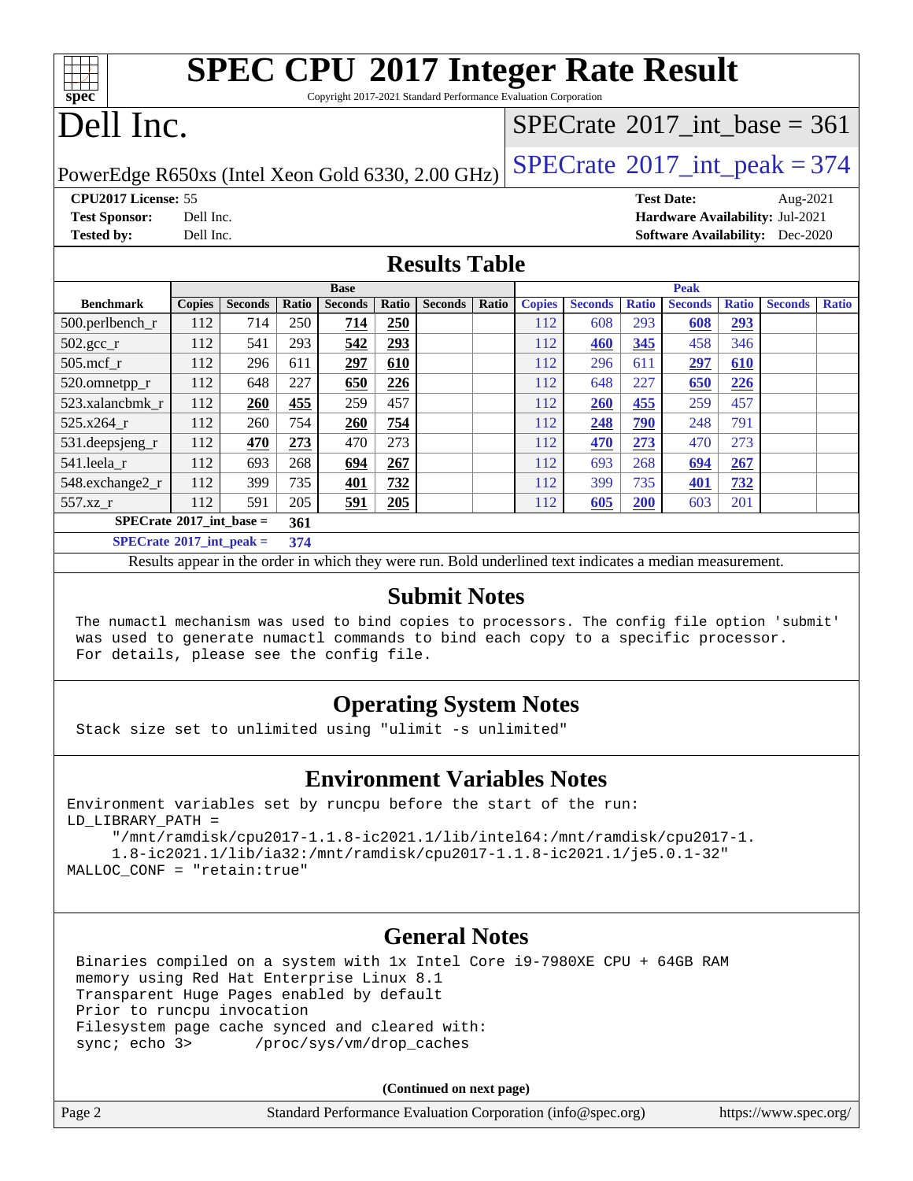# SPEC CPU 2017 Integer Rate Result

Copyright 2017-2021 Standard Performance Evaluation Corporation

# Dell Inc.

PowerEdge R650xs (Intel Xeon Gold 6330, 2.00 GHz)

SPECrate 2017_int_base = 361

SPECrate 2017_int_peak = 374

**CPU2017 License:** 55
**Test Sponsor:** Dell Inc.
**Tested by:** Dell Inc.

**Test Date:** Aug-2021
**Hardware Availability:** Jul-2021
**Software Availability:** Dec-2020

## Results Table

| Benchmark | Base | | | | | | | Peak | | | | | | |
|---|---|---|---|---|---|---|---|---|---|---|---|---|---|---|
| | Copies | Seconds | Ratio | Seconds | Ratio | Seconds | Ratio | Copies | Seconds | Ratio | Seconds | Ratio | Seconds | Ratio |
| 500.perlbench_r | 112 | 714 | 250 | **714** | **250** | | | 112 | 608 | 293 | **608** | **293** | | |
| 502.gcc_r | 112 | 541 | 293 | **542** | **293** | | | 112 | **460** | **345** | 458 | 346 | | |
| 505.mcf_r | 112 | 296 | 611 | **297** | **610** | | | 112 | 296 | 611 | **297** | **610** | | |
| 520.omnetpp_r | 112 | 648 | 227 | **650** | **226** | | | 112 | 648 | 227 | **650** | **226** | | |
| 523.xalancbmk_r | 112 | **260** | **455** | 259 | 457 | | | 112 | **260** | **455** | 259 | 457 | | |
| 525.x264_r | 112 | 260 | 754 | **260** | **754** | | | 112 | **248** | **790** | 248 | 791 | | |
| 531.deepsjeng_r | 112 | **470** | **273** | 470 | 273 | | | 112 | **470** | **273** | 470 | 273 | | |
| 541.leela_r | 112 | 693 | 268 | **694** | **267** | | | 112 | 693 | 268 | **694** | **267** | | |
| 548.exchange2_r | 112 | 399 | 735 | **401** | **732** | | | 112 | 399 | 735 | **401** | **732** | | |
| 557.xz_r | 112 | 591 | 205 | **591** | **205** | | | 112 | **605** | **200** | 603 | 201 | | |

**SPECrate 2017_int_base = 361**

**SPECrate 2017_int_peak = 374**

Results appear in the order in which they were run. Bold underlined text indicates a median measurement.

## Submit Notes

```
The numactl mechanism was used to bind copies to processors. The config file option 'submit'
was used to generate numactl commands to bind each copy to a specific processor.
For details, please see the config file.
```

## Operating System Notes

```
Stack size set to unlimited using "ulimit -s unlimited"
```

## Environment Variables Notes

```
Environment variables set by runcpu before the start of the run:
LD_LIBRARY_PATH =
     "/mnt/ramdisk/cpu2017-1.1.8-ic2021.1/lib/intel64:/mnt/ramdisk/cpu2017-1.
     1.8-ic2021.1/lib/ia32:/mnt/ramdisk/cpu2017-1.1.8-ic2021.1/je5.0.1-32"
MALLOC_CONF = "retain:true"
```

## General Notes

```
Binaries compiled on a system with 1x Intel Core i9-7980XE CPU + 64GB RAM
memory using Red Hat Enterprise Linux 8.1
Transparent Huge Pages enabled by default
Prior to runcpu invocation
Filesystem page cache synced and cleared with:
sync; echo 3>       /proc/sys/vm/drop_caches
```

**(Continued on next page)**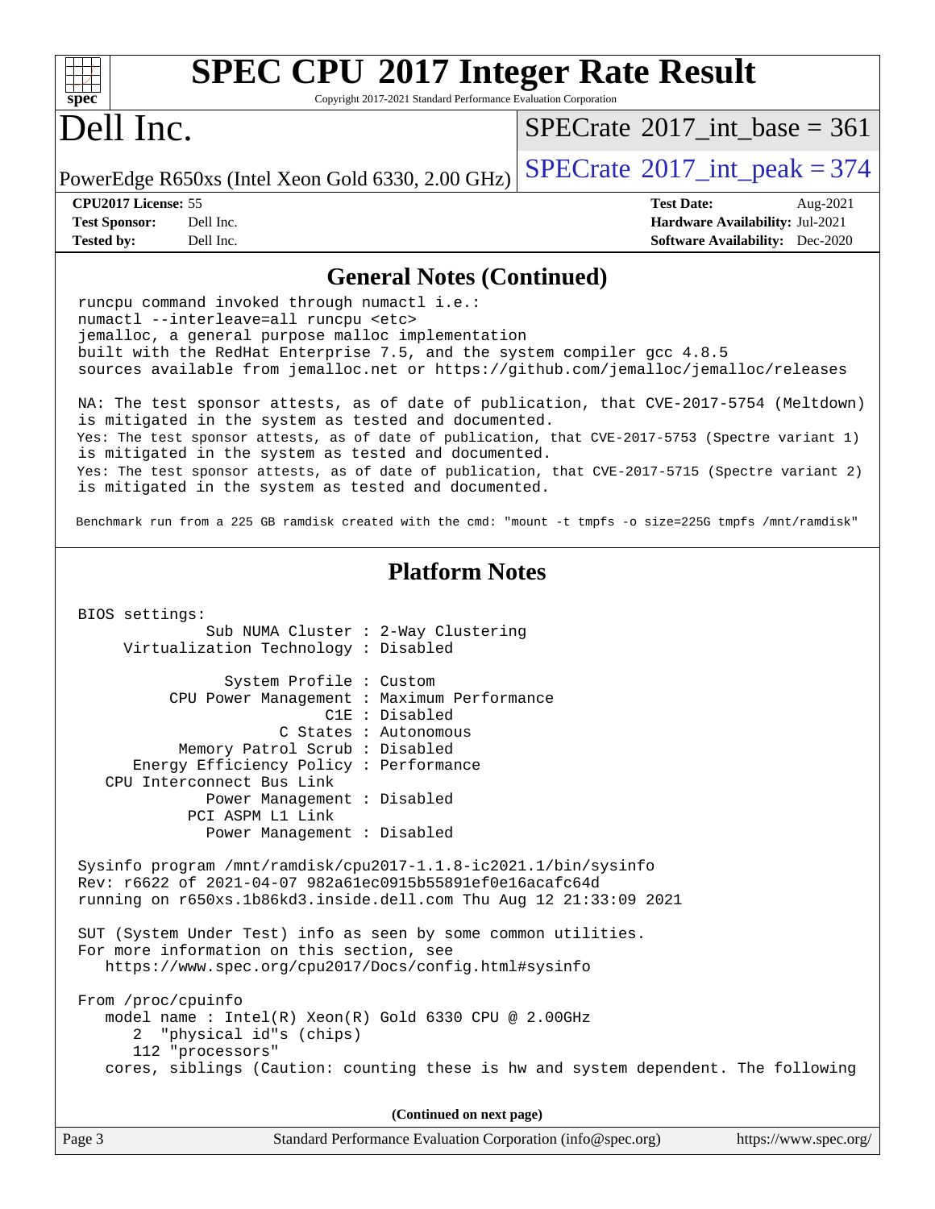## General Notes (Continued)

```
runcpu command invoked through numactl i.e.:
numactl --interleave=all runcpu <etc>
jemalloc, a general purpose malloc implementation
built with the RedHat Enterprise 7.5, and the system compiler gcc 4.8.5
sources available from jemalloc.net or https://github.com/jemalloc/jemalloc/releases

NA: The test sponsor attests, as of date of publication, that CVE-2017-5754 (Meltdown)
is mitigated in the system as tested and documented.
Yes: The test sponsor attests, as of date of publication, that CVE-2017-5753 (Spectre variant 1)
is mitigated in the system as tested and documented.
Yes: The test sponsor attests, as of date of publication, that CVE-2017-5715 (Spectre variant 2)
is mitigated in the system as tested and documented.

Benchmark run from a 225 GB ramdisk created with the cmd: "mount -t tmpfs -o size=225G tmpfs /mnt/ramdisk"
```

## Platform Notes

```
BIOS settings:
            Sub NUMA Cluster : 2-Way Clustering
      Virtualization Technology : Disabled

               System Profile : Custom
        CPU Power Management : Maximum Performance
                         C1E : Disabled
                    C States : Autonomous
          Memory Patrol Scrub : Disabled
     Energy Efficiency Policy : Performance
   CPU Interconnect Bus Link
             Power Management : Disabled
           PCI ASPM L1 Link
             Power Management : Disabled

Sysinfo program /mnt/ramdisk/cpu2017-1.1.8-ic2021.1/bin/sysinfo
Rev: r6622 of 2021-04-07 982a61ec0915b55891ef0e16acafc64d
running on r650xs.1b86kd3.inside.dell.com Thu Aug 12 21:33:09 2021

SUT (System Under Test) info as seen by some common utilities.
For more information on this section, see
   https://www.spec.org/cpu2017/Docs/config.html#sysinfo

From /proc/cpuinfo
   model name : Intel(R) Xeon(R) Gold 6330 CPU @ 2.00GHz
      2  "physical id"s (chips)
      112 "processors"
   cores, siblings (Caution: counting these is hw and system dependent. The following
```

(Continued on next page)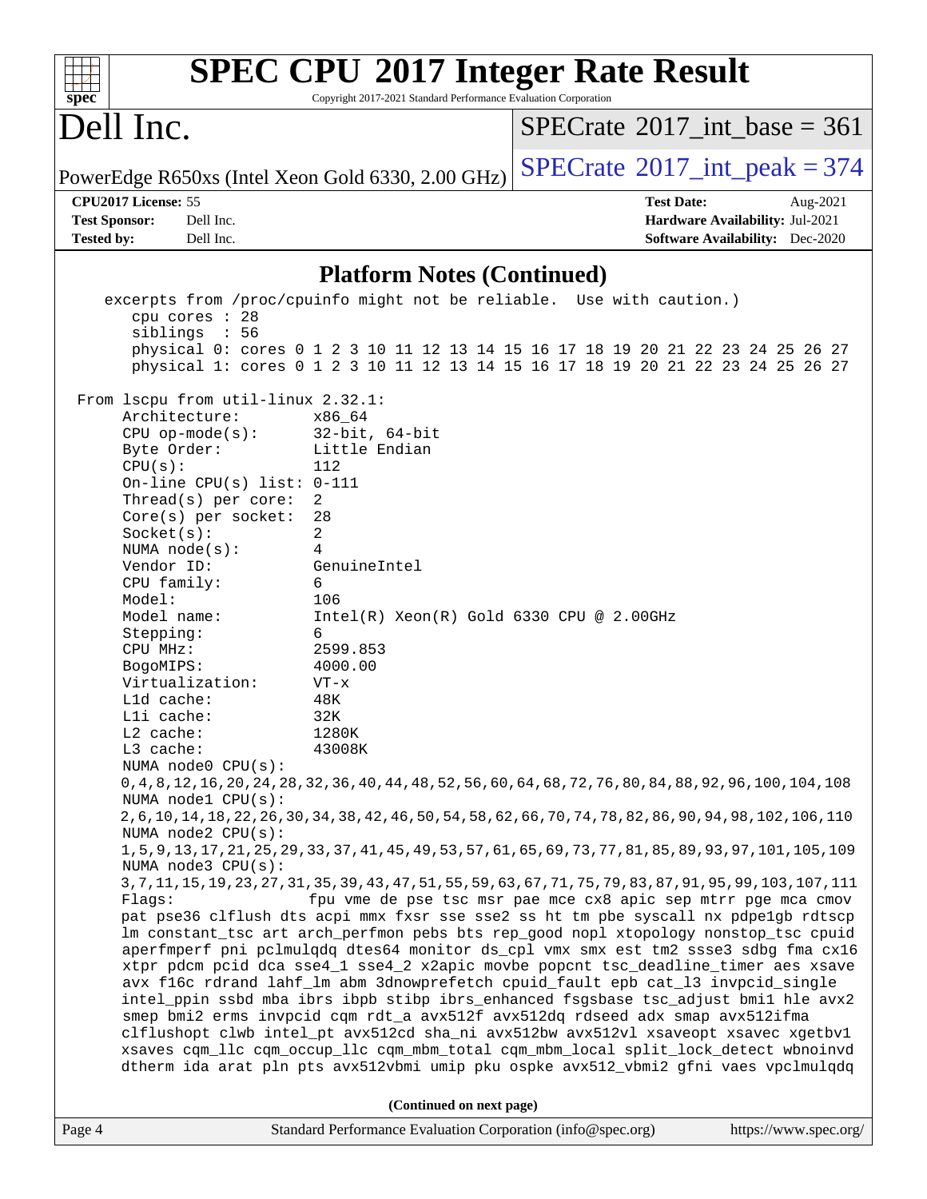## Platform Notes (Continued)

```
   excerpts from /proc/cpuinfo might not be reliable.  Use with caution.)
      cpu cores : 28
      siblings  : 56
      physical 0: cores 0 1 2 3 10 11 12 13 14 15 16 17 18 19 20 21 22 23 24 25 26 27
      physical 1: cores 0 1 2 3 10 11 12 13 14 15 16 17 18 19 20 21 22 23 24 25 26 27

 From lscpu from util-linux 2.32.1:
      Architecture:        x86_64
      CPU op-mode(s):      32-bit, 64-bit
      Byte Order:          Little Endian
      CPU(s):              112
      On-line CPU(s) list: 0-111
      Thread(s) per core:  2
      Core(s) per socket:  28
      Socket(s):           2
      NUMA node(s):        4
      Vendor ID:           GenuineIntel
      CPU family:          6
      Model:               106
      Model name:          Intel(R) Xeon(R) Gold 6330 CPU @ 2.00GHz
      Stepping:            6
      CPU MHz:             2599.853
      BogoMIPS:            4000.00
      Virtualization:      VT-x
      L1d cache:           48K
      L1i cache:           32K
      L2 cache:            1280K
      L3 cache:            43008K
      NUMA node0 CPU(s):
      0,4,8,12,16,20,24,28,32,36,40,44,48,52,56,60,64,68,72,76,80,84,88,92,96,100,104,108
      NUMA node1 CPU(s):
      2,6,10,14,18,22,26,30,34,38,42,46,50,54,58,62,66,70,74,78,82,86,90,94,98,102,106,110
      NUMA node2 CPU(s):
      1,5,9,13,17,21,25,29,33,37,41,45,49,53,57,61,65,69,73,77,81,85,89,93,97,101,105,109
      NUMA node3 CPU(s):
      3,7,11,15,19,23,27,31,35,39,43,47,51,55,59,63,67,71,75,79,83,87,91,95,99,103,107,111
      Flags:               fpu vme de pse tsc msr pae mce cx8 apic sep mtrr pge mca cmov
      pat pse36 clflush dts acpi mmx fxsr sse sse2 ss ht tm pbe syscall nx pdpe1gb rdtscp
      lm constant_tsc art arch_perfmon pebs bts rep_good nopl xtopology nonstop_tsc cpuid
      aperfmperf pni pclmulqdq dtes64 monitor ds_cpl vmx smx est tm2 ssse3 sdbg fma cx16
      xtpr pdcm pcid dca sse4_1 sse4_2 x2apic movbe popcnt tsc_deadline_timer aes xsave
      avx f16c rdrand lahf_lm abm 3dnowprefetch cpuid_fault epb cat_l3 invpcid_single
      intel_ppin ssbd mba ibrs ibpb stibp ibrs_enhanced fsgsbase tsc_adjust bmi1 hle avx2
      smep bmi2 erms invpcid cqm rdt_a avx512f avx512dq rdseed adx smap avx512ifma
      clflushopt clwb intel_pt avx512cd sha_ni avx512bw avx512vl xsaveopt xsavec xgetbv1
      xsaves cqm_llc cqm_occup_llc cqm_mbm_total cqm_mbm_local split_lock_detect wbnoinvd
      dtherm ida arat pln pts avx512vbmi umip pku ospke avx512_vbmi2 gfni vaes vpclmulqdq
```

**(Continued on next page)**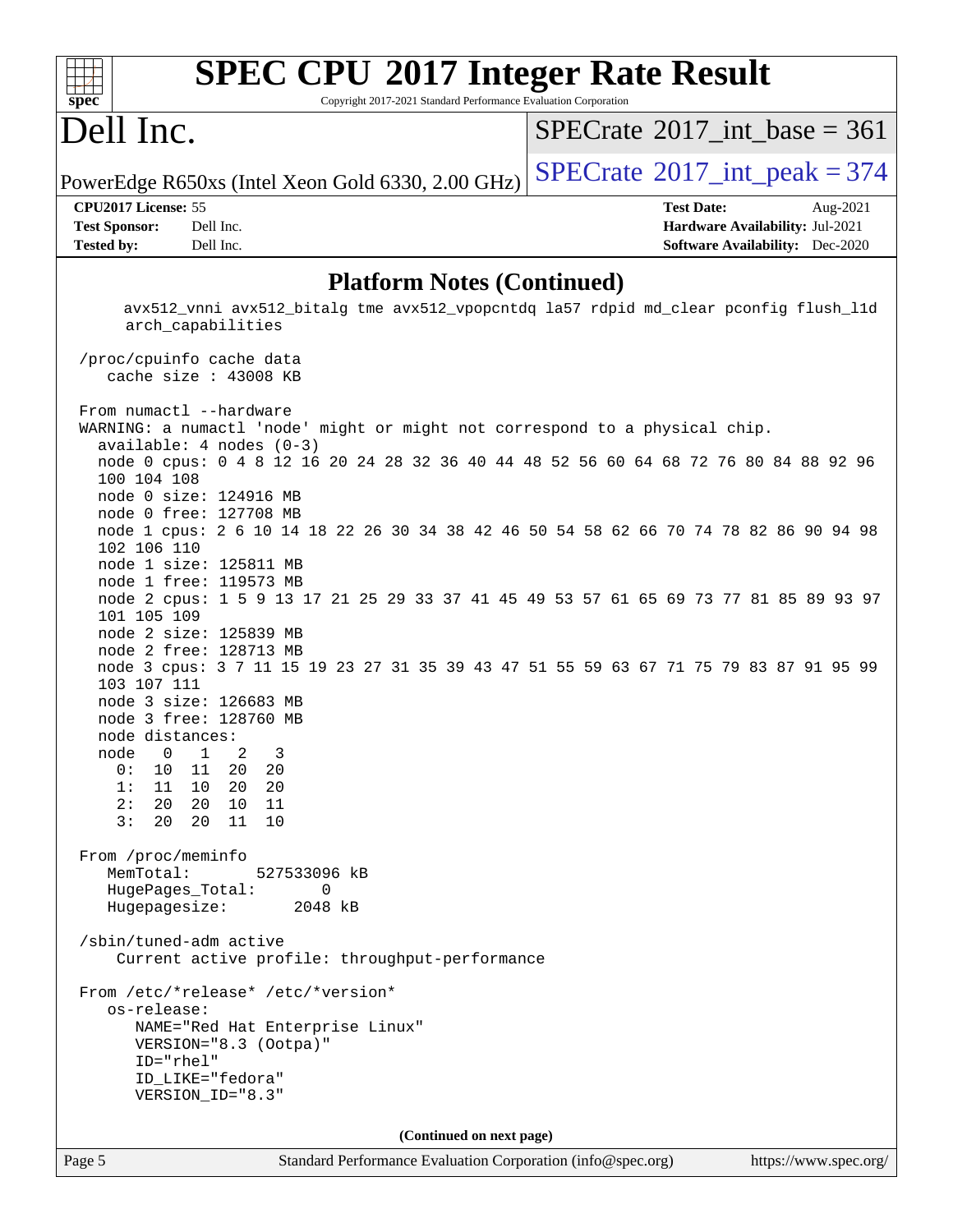## Platform Notes (Continued)

```
     avx512_vnni avx512_bitalg tme avx512_vpopcntdq la57 rdpid md_clear pconfig flush_l1d
     arch_capabilities

 /proc/cpuinfo cache data
    cache size : 43008 KB

 From numactl --hardware
 WARNING: a numactl 'node' might or might not correspond to a physical chip.
   available: 4 nodes (0-3)
   node 0 cpus: 0 4 8 12 16 20 24 28 32 36 40 44 48 52 56 60 64 68 72 76 80 84 88 92 96
   100 104 108
   node 0 size: 124916 MB
   node 0 free: 127708 MB
   node 1 cpus: 2 6 10 14 18 22 26 30 34 38 42 46 50 54 58 62 66 70 74 78 82 86 90 94 98
   102 106 110
   node 1 size: 125811 MB
   node 1 free: 119573 MB
   node 2 cpus: 1 5 9 13 17 21 25 29 33 37 41 45 49 53 57 61 65 69 73 77 81 85 89 93 97
   101 105 109
   node 2 size: 125839 MB
   node 2 free: 128713 MB
   node 3 cpus: 3 7 11 15 19 23 27 31 35 39 43 47 51 55 59 63 67 71 75 79 83 87 91 95 99
   103 107 111
   node 3 size: 126683 MB
   node 3 free: 128760 MB
   node distances:
   node   0   1   2   3
     0:  10  11  20  20
     1:  11  10  20  20
     2:  20  20  10  11
     3:  20  20  11  10

 From /proc/meminfo
    MemTotal:       527533096 kB
    HugePages_Total:       0
    Hugepagesize:       2048 kB

 /sbin/tuned-adm active
     Current active profile: throughput-performance

 From /etc/*release* /etc/*version*
    os-release:
       NAME="Red Hat Enterprise Linux"
       VERSION="8.3 (Ootpa)"
       ID="rhel"
       ID_LIKE="fedora"
       VERSION_ID="8.3"
```

**(Continued on next page)**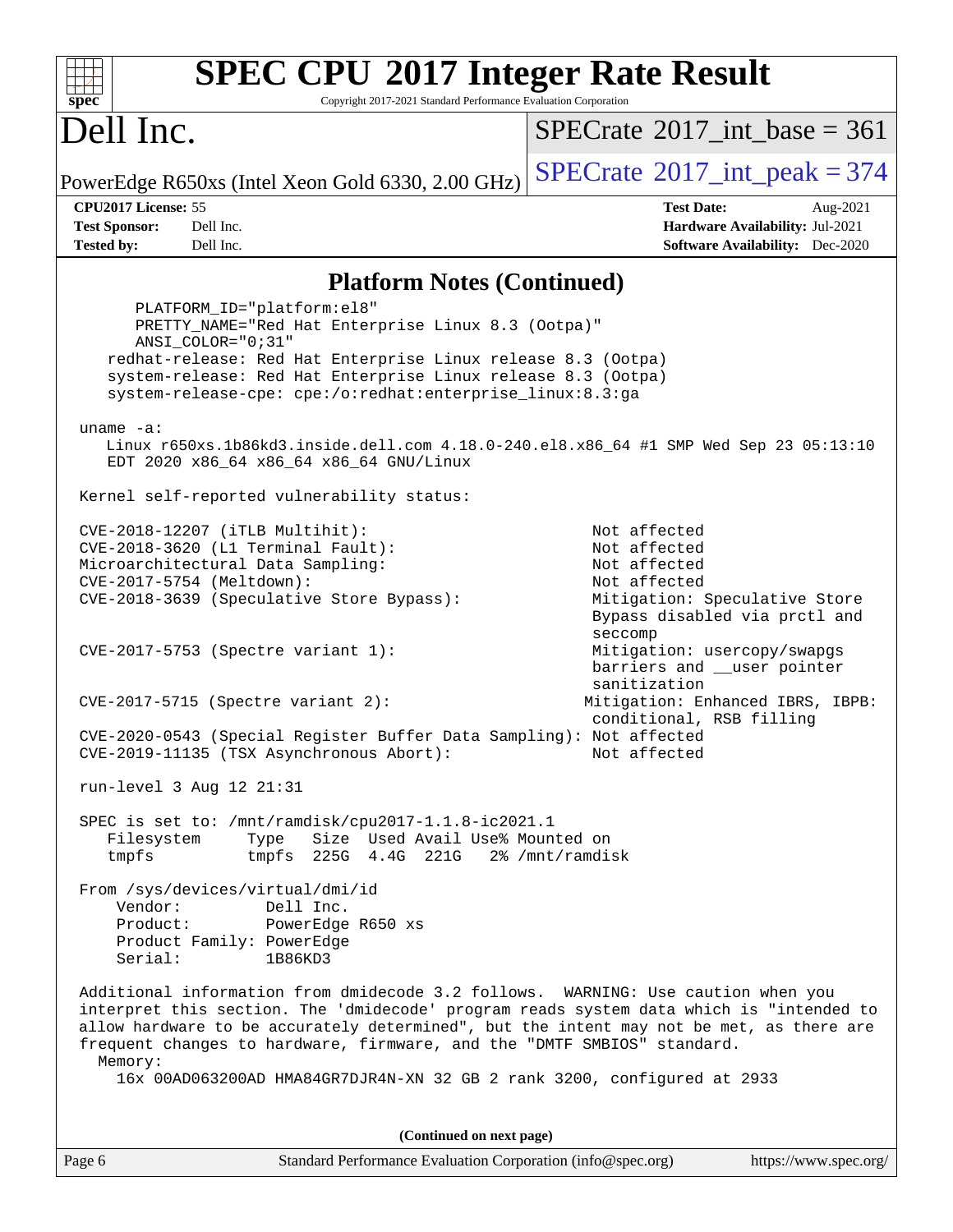## Platform Notes (Continued)

```
        PLATFORM_ID="platform:el8"
        PRETTY_NAME="Red Hat Enterprise Linux 8.3 (Ootpa)"
        ANSI_COLOR="0;31"
     redhat-release: Red Hat Enterprise Linux release 8.3 (Ootpa)
     system-release: Red Hat Enterprise Linux release 8.3 (Ootpa)
     system-release-cpe: cpe:/o:redhat:enterprise_linux:8.3:ga

 uname -a:
    Linux r650xs.1b86kd3.inside.dell.com 4.18.0-240.el8.x86_64 #1 SMP Wed Sep 23 05:13:10
    EDT 2020 x86_64 x86_64 x86_64 GNU/Linux

 Kernel self-reported vulnerability status:

 CVE-2018-12207 (iTLB Multihit):                           Not affected
 CVE-2018-3620 (L1 Terminal Fault):                        Not affected
 Microarchitectural Data Sampling:                         Not affected
 CVE-2017-5754 (Meltdown):                                 Not affected
 CVE-2018-3639 (Speculative Store Bypass):                 Mitigation: Speculative Store
                                                           Bypass disabled via prctl and
                                                           seccomp
 CVE-2017-5753 (Spectre variant 1):                        Mitigation: usercopy/swapgs
                                                           barriers and __user pointer
                                                           sanitization
 CVE-2017-5715 (Spectre variant 2):                        Mitigation: Enhanced IBRS, IBPB:
                                                           conditional, RSB filling
 CVE-2020-0543 (Special Register Buffer Data Sampling): Not affected
 CVE-2019-11135 (TSX Asynchronous Abort):                  Not affected

 run-level 3 Aug 12 21:31

 SPEC is set to: /mnt/ramdisk/cpu2017-1.1.8-ic2021.1
    Filesystem     Type   Size  Used Avail Use% Mounted on
    tmpfs          tmpfs  225G  4.4G  221G   2% /mnt/ramdisk

 From /sys/devices/virtual/dmi/id
     Vendor:         Dell Inc.
     Product:        PowerEdge R650 xs
     Product Family: PowerEdge
     Serial:         1B86KD3

 Additional information from dmidecode 3.2 follows.  WARNING: Use caution when you
 interpret this section. The 'dmidecode' program reads system data which is "intended to
 allow hardware to be accurately determined", but the intent may not be met, as there are
 frequent changes to hardware, firmware, and the "DMTF SMBIOS" standard.
   Memory:
     16x 00AD063200AD HMA84GR7DJR4N-XN 32 GB 2 rank 3200, configured at 2933
```

(Continued on next page)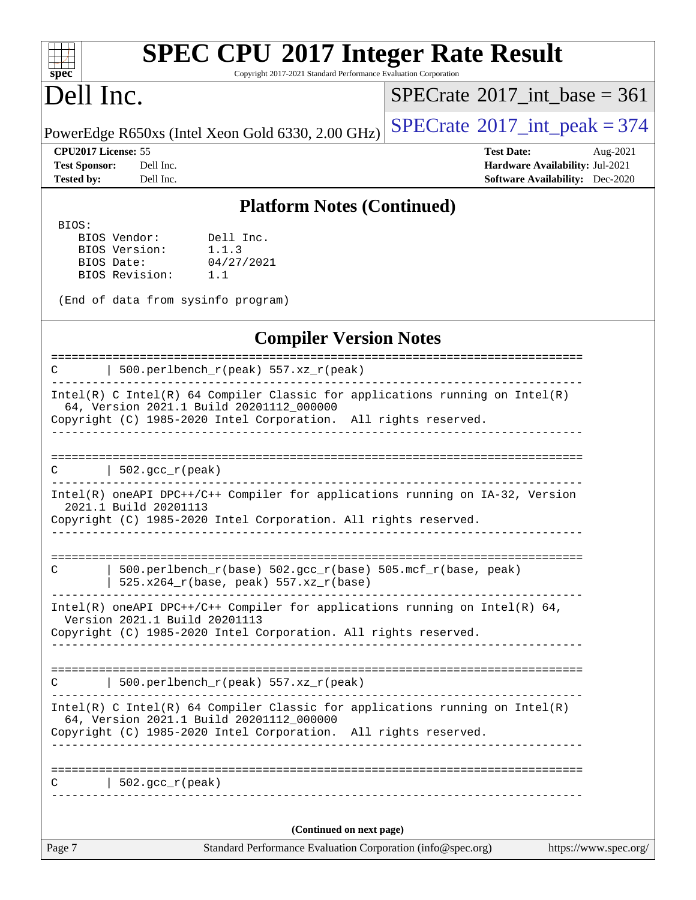## Platform Notes (Continued)

```
BIOS:
   BIOS Vendor:       Dell Inc.
   BIOS Version:      1.1.3
   BIOS Date:         04/27/2021
   BIOS Revision:     1.1

(End of data from sysinfo program)
```

## Compiler Version Notes

```
==============================================================================
C       | 500.perlbench_r(peak) 557.xz_r(peak)
------------------------------------------------------------------------------
Intel(R) C Intel(R) 64 Compiler Classic for applications running on Intel(R)
  64, Version 2021.1 Build 20201112_000000
Copyright (C) 1985-2020 Intel Corporation.  All rights reserved.
------------------------------------------------------------------------------

==============================================================================
C       | 502.gcc_r(peak)
------------------------------------------------------------------------------
Intel(R) oneAPI DPC++/C++ Compiler for applications running on IA-32, Version
  2021.1 Build 20201113
Copyright (C) 1985-2020 Intel Corporation. All rights reserved.
------------------------------------------------------------------------------

==============================================================================
C       | 500.perlbench_r(base) 502.gcc_r(base) 505.mcf_r(base, peak)
        | 525.x264_r(base, peak) 557.xz_r(base)
------------------------------------------------------------------------------
Intel(R) oneAPI DPC++/C++ Compiler for applications running on Intel(R) 64,
  Version 2021.1 Build 20201113
Copyright (C) 1985-2020 Intel Corporation. All rights reserved.
------------------------------------------------------------------------------

==============================================================================
C       | 500.perlbench_r(peak) 557.xz_r(peak)
------------------------------------------------------------------------------
Intel(R) C Intel(R) 64 Compiler Classic for applications running on Intel(R)
  64, Version 2021.1 Build 20201112_000000
Copyright (C) 1985-2020 Intel Corporation.  All rights reserved.
------------------------------------------------------------------------------

==============================================================================
C       | 502.gcc_r(peak)
------------------------------------------------------------------------------
```

(Continued on next page)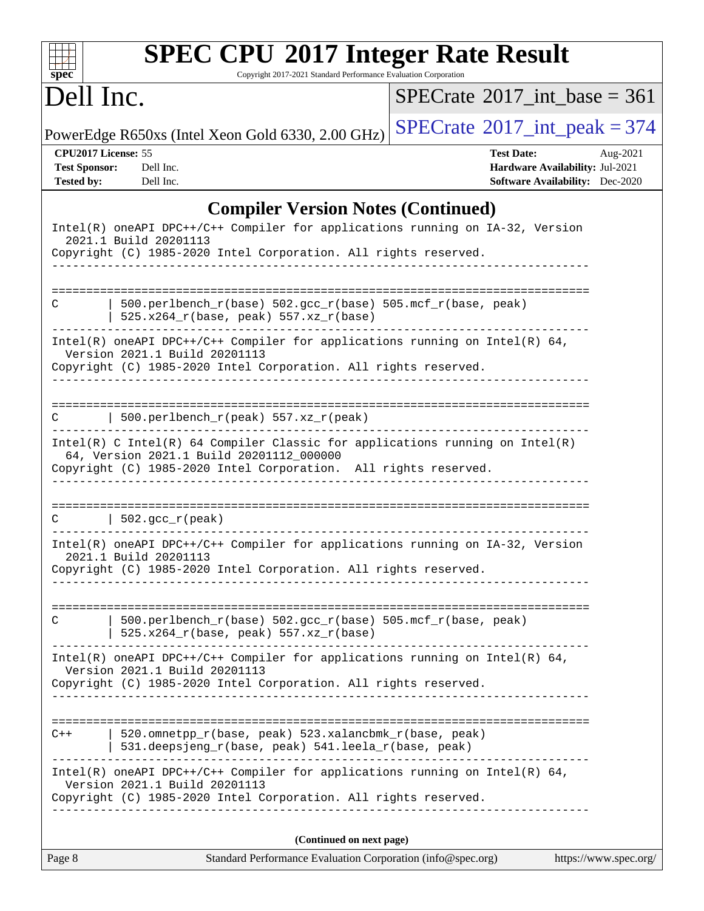## Compiler Version Notes (Continued)

```
Intel(R) oneAPI DPC++/C++ Compiler for applications running on IA-32, Version
  2021.1 Build 20201113
Copyright (C) 1985-2020 Intel Corporation. All rights reserved.
------------------------------------------------------------------------------

==============================================================================
C       | 500.perlbench_r(base) 502.gcc_r(base) 505.mcf_r(base, peak)
        | 525.x264_r(base, peak) 557.xz_r(base)
------------------------------------------------------------------------------
Intel(R) oneAPI DPC++/C++ Compiler for applications running on Intel(R) 64,
  Version 2021.1 Build 20201113
Copyright (C) 1985-2020 Intel Corporation. All rights reserved.
------------------------------------------------------------------------------

==============================================================================
C       | 500.perlbench_r(peak) 557.xz_r(peak)
------------------------------------------------------------------------------
Intel(R) C Intel(R) 64 Compiler Classic for applications running on Intel(R)
  64, Version 2021.1 Build 20201112_000000
Copyright (C) 1985-2020 Intel Corporation.  All rights reserved.
------------------------------------------------------------------------------

==============================================================================
C       | 502.gcc_r(peak)
------------------------------------------------------------------------------
Intel(R) oneAPI DPC++/C++ Compiler for applications running on IA-32, Version
  2021.1 Build 20201113
Copyright (C) 1985-2020 Intel Corporation. All rights reserved.
------------------------------------------------------------------------------

==============================================================================
C       | 500.perlbench_r(base) 502.gcc_r(base) 505.mcf_r(base, peak)
        | 525.x264_r(base, peak) 557.xz_r(base)
------------------------------------------------------------------------------
Intel(R) oneAPI DPC++/C++ Compiler for applications running on Intel(R) 64,
  Version 2021.1 Build 20201113
Copyright (C) 1985-2020 Intel Corporation. All rights reserved.
------------------------------------------------------------------------------

==============================================================================
C++     | 520.omnetpp_r(base, peak) 523.xalancbmk_r(base, peak)
        | 531.deepsjeng_r(base, peak) 541.leela_r(base, peak)
------------------------------------------------------------------------------
Intel(R) oneAPI DPC++/C++ Compiler for applications running on Intel(R) 64,
  Version 2021.1 Build 20201113
Copyright (C) 1985-2020 Intel Corporation. All rights reserved.
------------------------------------------------------------------------------
```

**(Continued on next page)**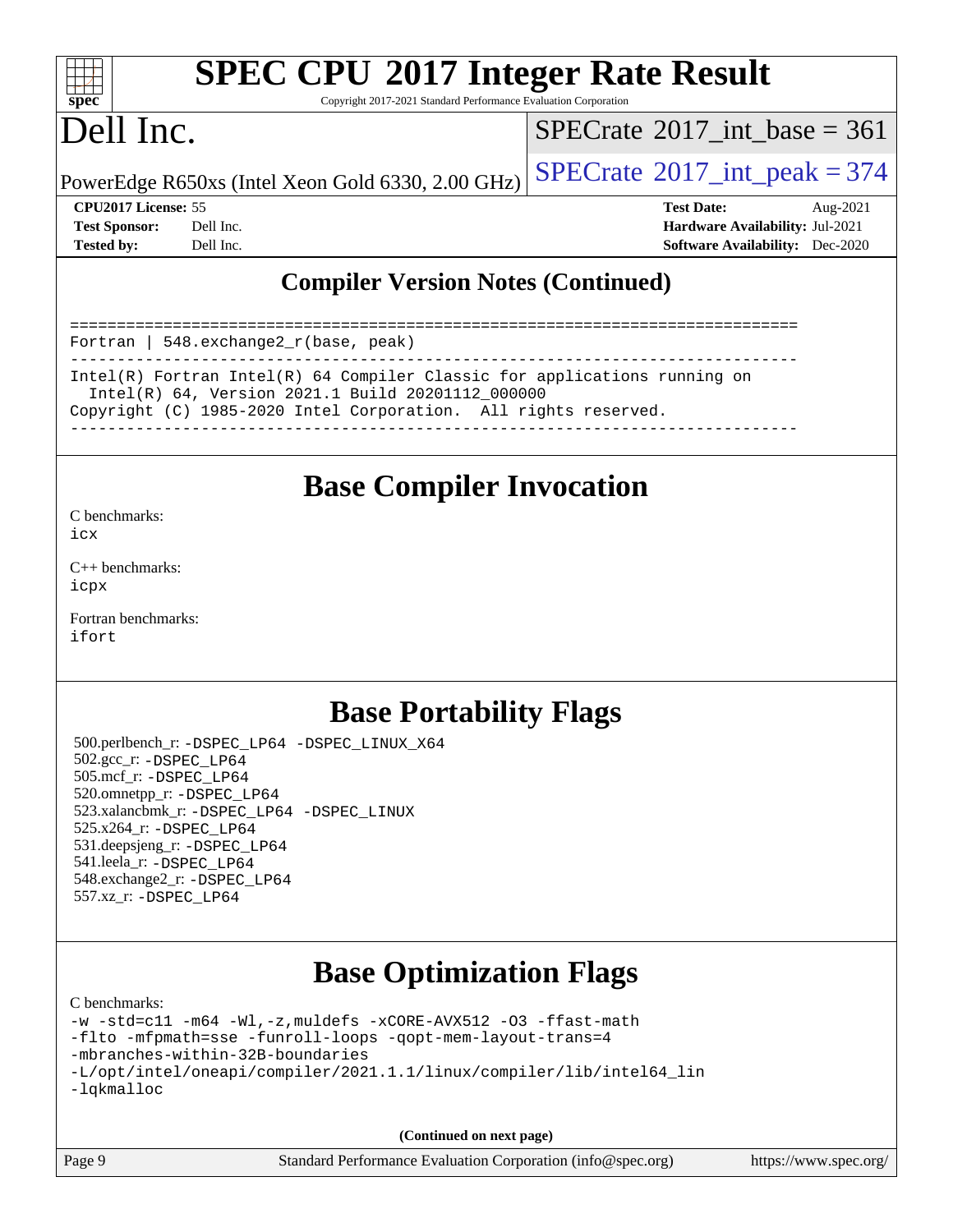## Compiler Version Notes (Continued)

```
==============================================================================
Fortran | 548.exchange2_r(base, peak)
------------------------------------------------------------------------------
Intel(R) Fortran Intel(R) 64 Compiler Classic for applications running on
  Intel(R) 64, Version 2021.1 Build 20201112_000000
Copyright (C) 1985-2020 Intel Corporation.  All rights reserved.
------------------------------------------------------------------------------
```

## Base Compiler Invocation

C benchmarks:
icx

C++ benchmarks:
icpx

Fortran benchmarks:
ifort

## Base Portability Flags

500.perlbench_r: -DSPEC_LP64 -DSPEC_LINUX_X64
502.gcc_r: -DSPEC_LP64
505.mcf_r: -DSPEC_LP64
520.omnetpp_r: -DSPEC_LP64
523.xalancbmk_r: -DSPEC_LP64 -DSPEC_LINUX
525.x264_r: -DSPEC_LP64
531.deepsjeng_r: -DSPEC_LP64
541.leela_r: -DSPEC_LP64
548.exchange2_r: -DSPEC_LP64
557.xz_r: -DSPEC_LP64

## Base Optimization Flags

C benchmarks:
-w -std=c11 -m64 -Wl,-z,muldefs -xCORE-AVX512 -O3 -ffast-math
-flto -mfpmath=sse -funroll-loops -qopt-mem-layout-trans=4
-mbranches-within-32B-boundaries
-L/opt/intel/oneapi/compiler/2021.1.1/linux/compiler/lib/intel64_lin
-lqkmalloc

**(Continued on next page)**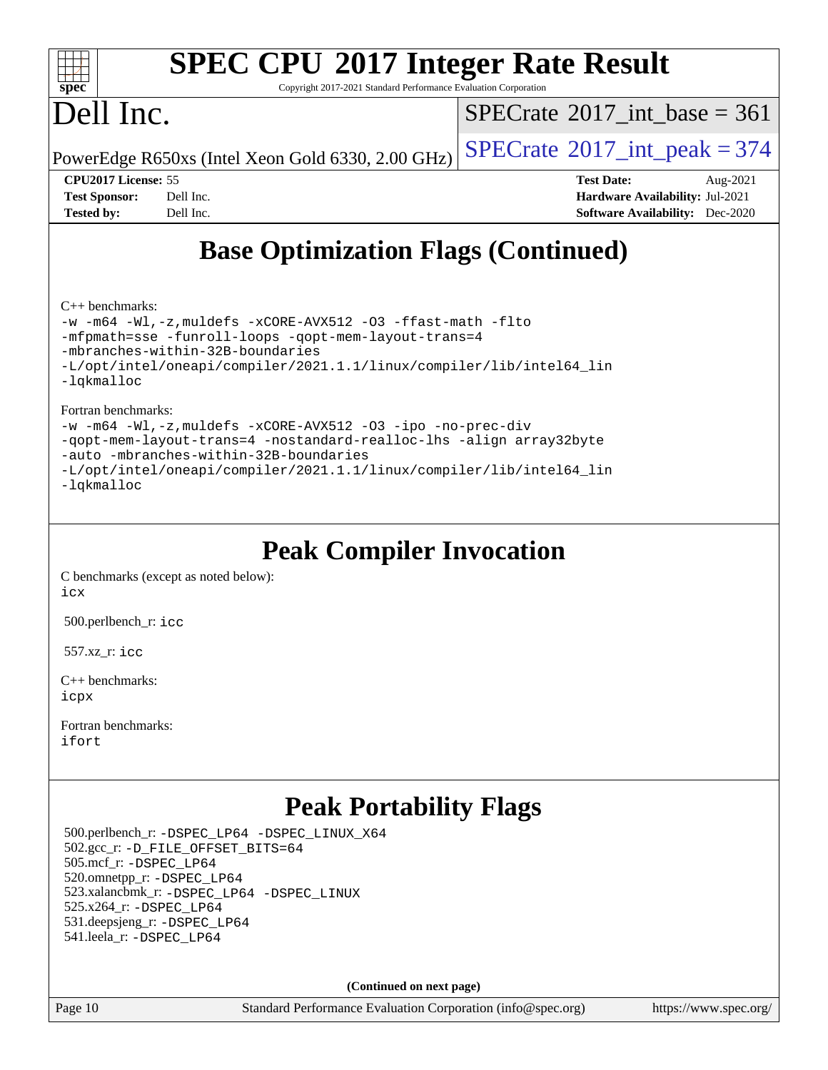# Base Optimization Flags (Continued)

C++ benchmarks:

```
-w -m64 -Wl,-z,muldefs -xCORE-AVX512 -O3 -ffast-math -flto
-mfpmath=sse -funroll-loops -qopt-mem-layout-trans=4
-mbranches-within-32B-boundaries
-L/opt/intel/oneapi/compiler/2021.1.1/linux/compiler/lib/intel64_lin
-lqkmalloc
```

Fortran benchmarks:

```
-w -m64 -Wl,-z,muldefs -xCORE-AVX512 -O3 -ipo -no-prec-div
-qopt-mem-layout-trans=4 -nostandard-realloc-lhs -align array32byte
-auto -mbranches-within-32B-boundaries
-L/opt/intel/oneapi/compiler/2021.1.1/linux/compiler/lib/intel64_lin
-lqkmalloc
```

# Peak Compiler Invocation

C benchmarks (except as noted below):
`icx`

500.perlbench_r: `icc`

557.xz_r: `icc`

C++ benchmarks:
`icpx`

Fortran benchmarks:
`ifort`

# Peak Portability Flags

500.perlbench_r: `-DSPEC_LP64 -DSPEC_LINUX_X64`
502.gcc_r: `-D_FILE_OFFSET_BITS=64`
505.mcf_r: `-DSPEC_LP64`
520.omnetpp_r: `-DSPEC_LP64`
523.xalancbmk_r: `-DSPEC_LP64 -DSPEC_LINUX`
525.x264_r: `-DSPEC_LP64`
531.deepsjeng_r: `-DSPEC_LP64`
541.leela_r: `-DSPEC_LP64`

**(Continued on next page)**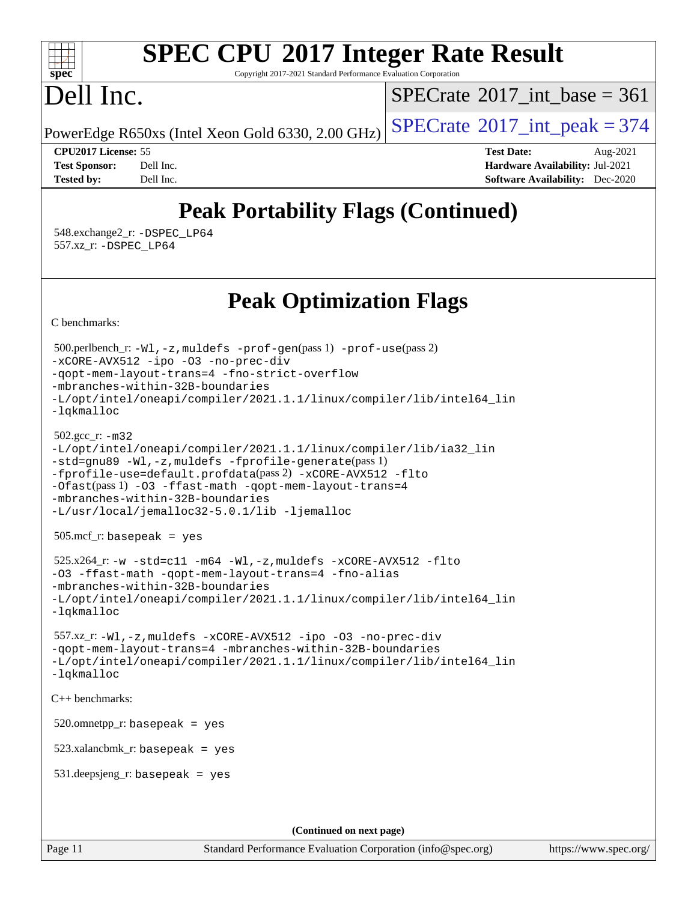# Peak Portability Flags (Continued)

548.exchange2_r: -DSPEC_LP64
557.xz_r: -DSPEC_LP64

# Peak Optimization Flags

C benchmarks:

500.perlbench_r: -Wl,-z,muldefs -prof-gen(pass 1) -prof-use(pass 2)
-xCORE-AVX512 -ipo -O3 -no-prec-div
-qopt-mem-layout-trans=4 -fno-strict-overflow
-mbranches-within-32B-boundaries
-L/opt/intel/oneapi/compiler/2021.1.1/linux/compiler/lib/intel64_lin
-lqkmalloc

502.gcc_r: -m32
-L/opt/intel/oneapi/compiler/2021.1.1/linux/compiler/lib/ia32_lin
-std=gnu89 -Wl,-z,muldefs -fprofile-generate(pass 1)
-fprofile-use=default.profdata(pass 2) -xCORE-AVX512 -flto
-Ofast(pass 1) -O3 -ffast-math -qopt-mem-layout-trans=4
-mbranches-within-32B-boundaries
-L/usr/local/jemalloc32-5.0.1/lib -ljemalloc

505.mcf_r: basepeak = yes

525.x264_r: -w -std=c11 -m64 -Wl,-z,muldefs -xCORE-AVX512 -flto
-O3 -ffast-math -qopt-mem-layout-trans=4 -fno-alias
-mbranches-within-32B-boundaries
-L/opt/intel/oneapi/compiler/2021.1.1/linux/compiler/lib/intel64_lin
-lqkmalloc

557.xz_r: -Wl,-z,muldefs -xCORE-AVX512 -ipo -O3 -no-prec-div
-qopt-mem-layout-trans=4 -mbranches-within-32B-boundaries
-L/opt/intel/oneapi/compiler/2021.1.1/linux/compiler/lib/intel64_lin
-lqkmalloc

C++ benchmarks:

520.omnetpp_r: basepeak = yes

523.xalancbmk_r: basepeak = yes

531.deepsjeng_r: basepeak = yes

(Continued on next page)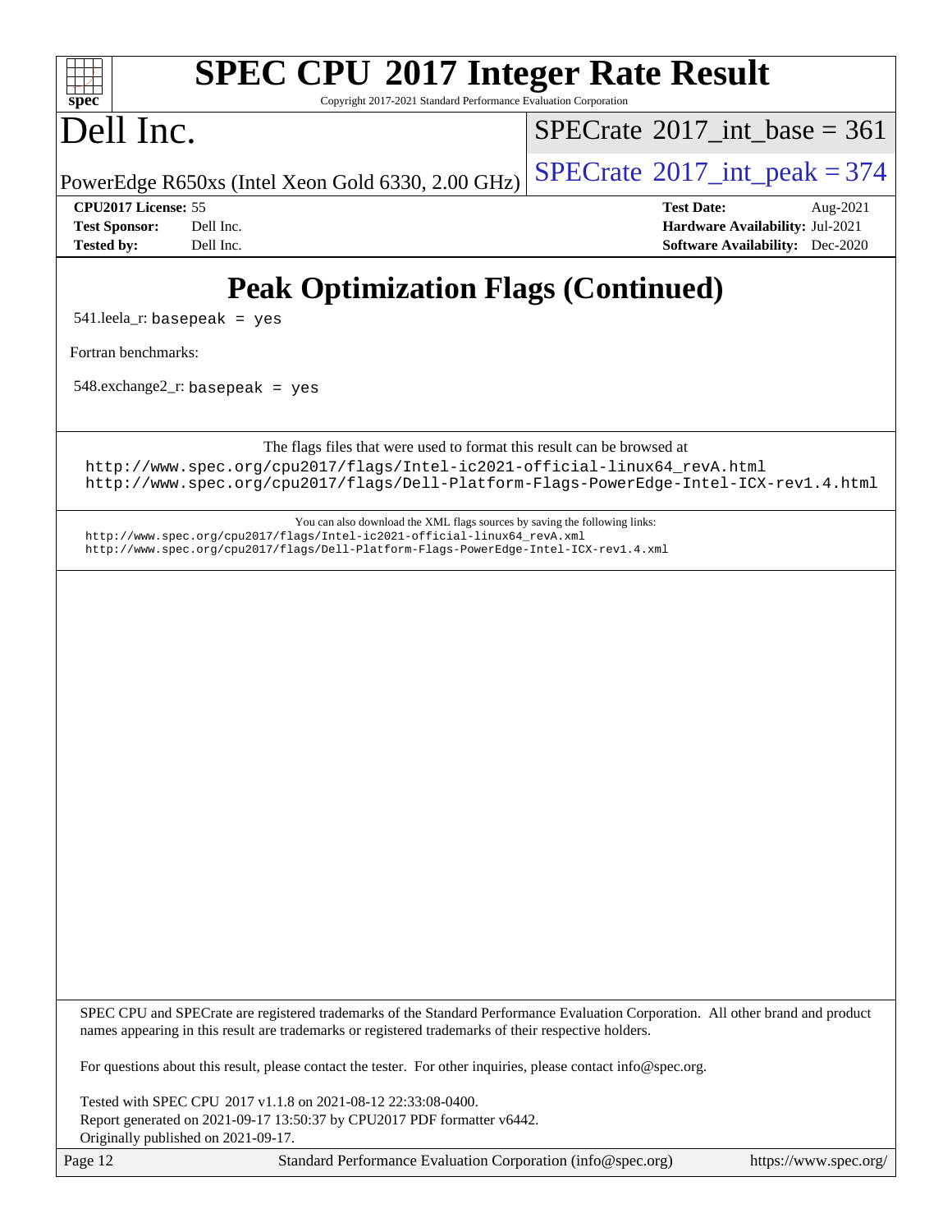# Peak Optimization Flags (Continued)

541.leela_r: `basepeak = yes`

Fortran benchmarks:

548.exchange2_r: `basepeak = yes`

The flags files that were used to format this result can be browsed at

http://www.spec.org/cpu2017/flags/Intel-ic2021-official-linux64_revA.html
http://www.spec.org/cpu2017/flags/Dell-Platform-Flags-PowerEdge-Intel-ICX-rev1.4.html

You can also download the XML flags sources by saving the following links:

http://www.spec.org/cpu2017/flags/Intel-ic2021-official-linux64_revA.xml
http://www.spec.org/cpu2017/flags/Dell-Platform-Flags-PowerEdge-Intel-ICX-rev1.4.xml

SPEC CPU and SPECrate are registered trademarks of the Standard Performance Evaluation Corporation. All other brand and product names appearing in this result are trademarks or registered trademarks of their respective holders.

For questions about this result, please contact the tester. For other inquiries, please contact info@spec.org.

Tested with SPEC CPU 2017 v1.1.8 on 2021-08-12 22:33:08-0400.
Report generated on 2021-09-17 13:50:37 by CPU2017 PDF formatter v6442.
Originally published on 2021-09-17.